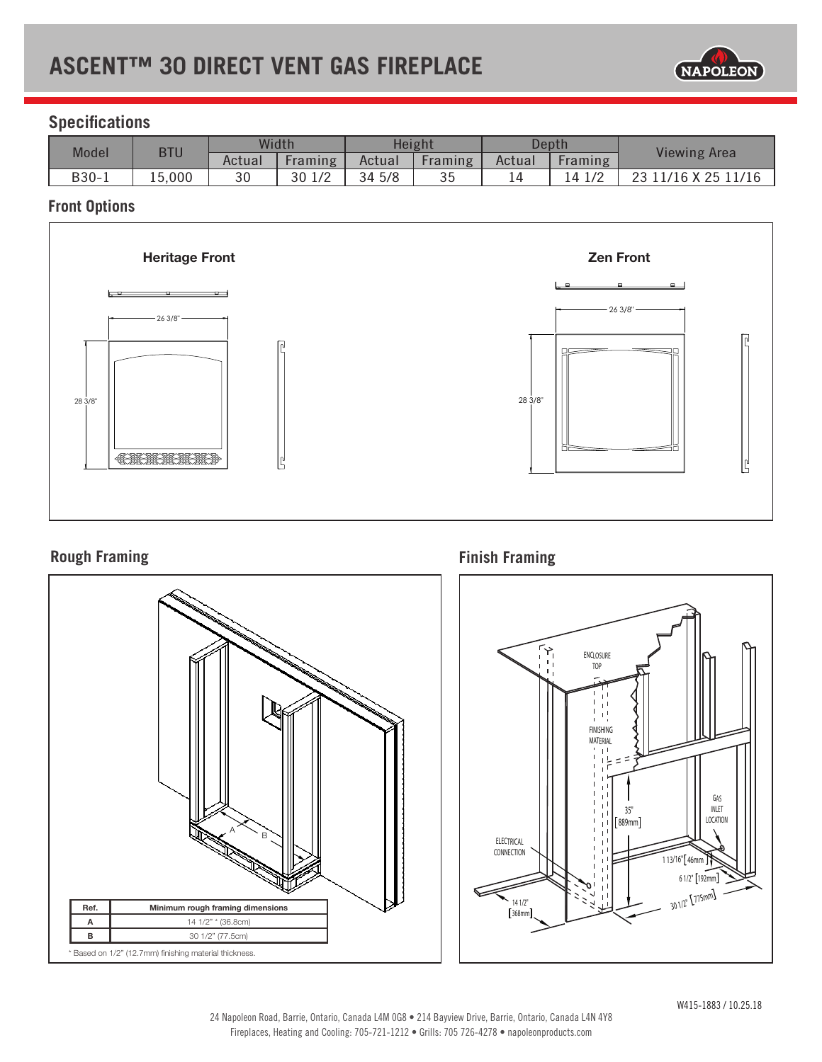# ASCENT™ 30 DIRECT VENT GAS FIREPLACE

## Specifications

| Model | BTU | Width | | Height | | Depth | | Viewing Area |
|---|---|---|---|---|---|---|---|---|
| | | Actual | Framing | Actual | Framing | Actual | Framing | |
| B30-1 | 15,000 | 30 | 30 1/2 | 34 5/8 | 35 | 14 | 14 1/2 | 23 11/16 X 25 11/16 |

## Front Options

**Heritage Front**

26 3/8"

28 3/8"

**Zen Front**

26 3/8"

28 3/8"

## Rough Framing

| Ref. | Minimum rough framing dimensions |
|---|---|
| A | 14 1/2" * (36.8cm) |
| B | 30 1/2" (77.5cm) |

* Based on 1/2" (12.7mm) finishing material thickness.

## Finish Framing

ENCLOSURE TOP

FINISHING MATERIAL

35" [889mm]

GAS INLET LOCATION

ELECTRICAL CONNECTION

1 13/16" [46mm]

6 1/2" [192mm]

30 1/2" [775mm]

14 1/2" [368mm]

W415-1883 / 10.25.18

24 Napoleon Road, Barrie, Ontario, Canada L4M 0G8 • 214 Bayview Drive, Barrie, Ontario, Canada L4N 4Y8

Fireplaces, Heating and Cooling: 705-721-1212 • Grills: 705 726-4278 • napoleonproducts.com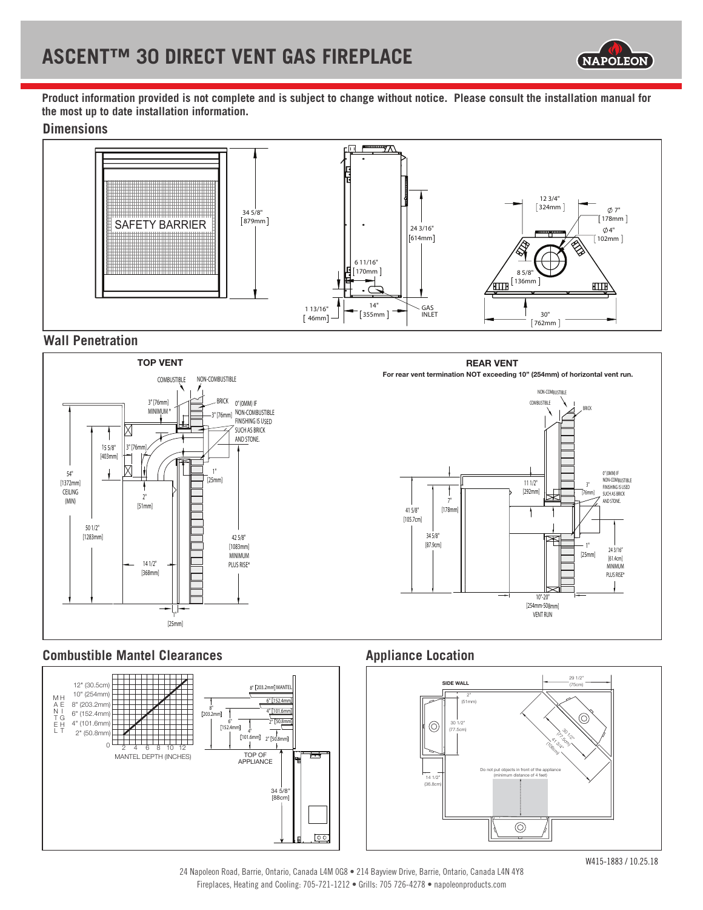# ASCENT™ 30 DIRECT VENT GAS FIREPLACE

**Product information provided is not complete and is subject to change without notice. Please consult the installation manual for the most up to date installation information.**

## Dimensions

SAFETY BARRIER

34 5/8" [879mm]

24 3/16" [614mm]

6 11/16" [170mm]

1 13/16" [46mm]

14" [355mm]

GAS INLET

12 3/4" [324mm]

∅ 7" [178mm]

∅ 4" [102mm]

8 5/8" [136mm]

30" [762mm]

## Wall Penetration

**TOP VENT**

COMBUSTIBLE

NON-COMBUSTIBLE

3" [76mm] MINIMUM *

BRICK

0" (0MM) IF NON-COMBUSTIBLE FINISHING IS USED SUCH AS BRICK AND STONE.

3" [76mm]

15 5/8" [403mm]

54" [1372mm] CEILING (MIN)

1" [25mm]

2" [51mm]

50 1/2" [1283mm]

42 5/8" [1083mm] MINIMUM PLUS RISE*

14 1/2" [368mm]

1" [25mm]

**REAR VENT**

**For rear vent termination NOT exceeding 10" (254mm) of horizontal vent run.**

NON-COMBUSTIBLE

COMBUSTIBLE

BRICK

0" (0MM) IF NON-COMBUSTIBLE FINISHING IS USED SUCH AS BRICK AND STONE.

3" [76mm]

11 1/2" [292mm]

7" [178mm]

41 5/8" [105.7cm]

34 5/8" [87.9cm]

1" [25mm]

24 3/16" [61.4cm] MINIMUM PLUS RISE*

10"-20" [254mm-508mm] VENT RUN

## Combustible Mantel Clearances

MANTEL HEIGHT: 12" (30.5cm), 10" (254mm), 8" (203.2mm), 6" (152.4mm), 4" (101.6mm), 2" (50.8mm)

MANTEL DEPTH (INCHES): 0, 2, 4, 6, 8, 10, 12

8" [203.2mm] MANTEL

6" [152.4mm]

4" [101.6mm]

2" [50.8mm]

8" [203.2mm]

6" [152.4mm]

4" [101.6mm]

2" [50.8mm]

TOP OF APPLIANCE

34 5/8" [88cm]

## Appliance Location

SIDE WALL

29 1/2" (75cm)

2" (51mm)

30 1/2" (77.5cm)

30 1/2" (77.5cm)

41 3/4" (106cm)

14 1/2" (36.8cm)

Do not put objects in front of the appliance (minimum distance of 4 feet)

W415-1883 / 10.25.18

24 Napoleon Road, Barrie, Ontario, Canada L4M 0G8 • 214 Bayview Drive, Barrie, Ontario, Canada L4N 4Y8

Fireplaces, Heating and Cooling: 705-721-1212 • Grills: 705 726-4278 • napoleonproducts.com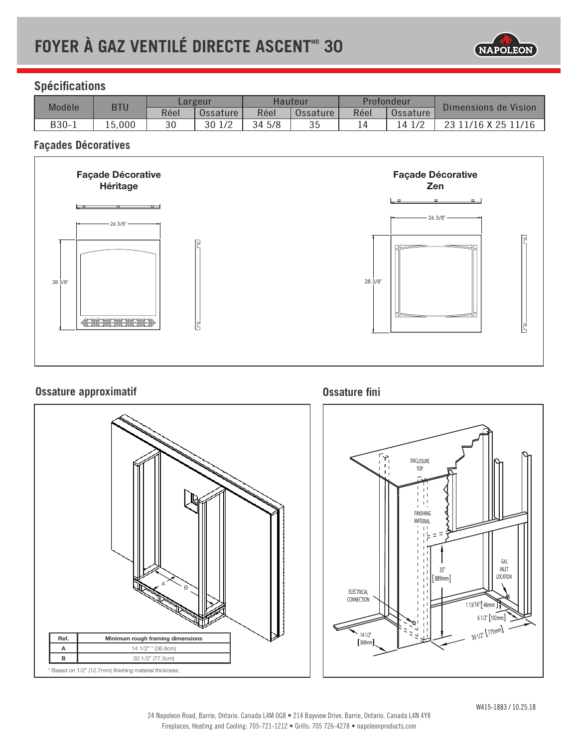# FOYER À GAZ VENTILÉ DIRECTE ASCENT^MD 30

## Spécifications

| Modèle | BTU | Largeur | | Hauteur | | Profondeur | | Dimensions de Vision |
|---|---|---|---|---|---|---|---|---|
| | | Réel | Ossature | Réel | Ossature | Réel | Ossature | |
| B30-1 | 15,000 | 30 | 30 1/2 | 34 5/8 | 35 | 14 | 14 1/2 | 23 11/16 X 25 11/16 |

## Façades Décoratives

**Façade Décorative Héritage**

26 3/8"

28 3/8"

**Façade Décorative Zen**

26 3/8"

28 3/8"

## Ossature approximatif

A

B

| Ref. | Minimum rough framing dimensions |
|---|---|
| A | 14 1/2" * (36.8cm) |
| B | 30 1/2" (77.5cm) |

\* Based on 1/2" (12.7mm) finishing material thickness.

## Ossature fini

ENCLOSURE TOP

FINISHING MATERIAL

35" [889mm]

GAS INLET LOCATION

ELECTRICAL CONNECTION

1 13/16" [46mm]

6 1/2" [192mm]

30 1/2" [775mm]

14 1/2" [368mm]

W415-1883 / 10.25.18

24 Napoleon Road, Barrie, Ontario, Canada L4M 0G8 • 214 Bayview Drive, Barrie, Ontario, Canada L4N 4Y8
Fireplaces, Heating and Cooling: 705-721-1212 • Grills: 705 726-4278 • napoleonproducts.com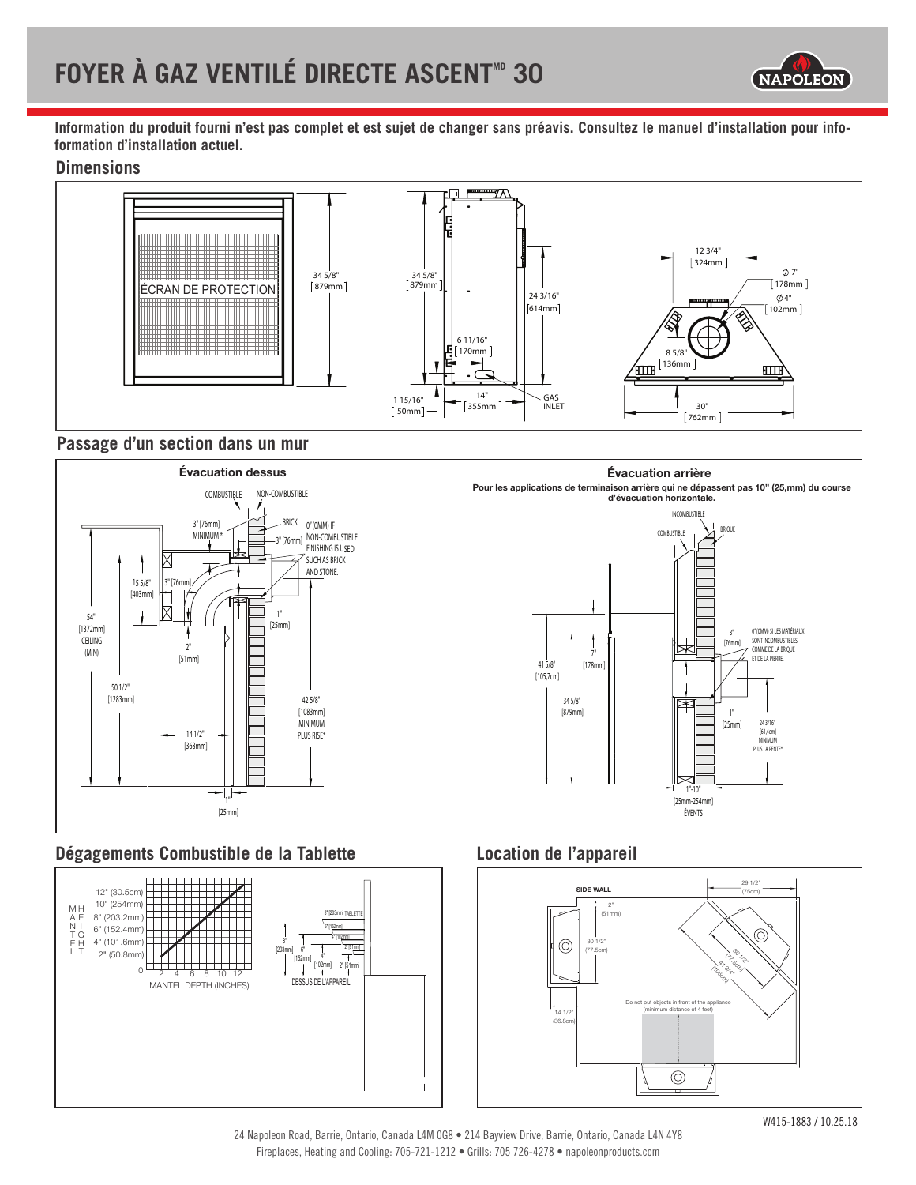# FOYER À GAZ VENTILÉ DIRECTE ASCENT™ 30

NAPOLEON

**Information du produit fourni n'est pas complet et est sujet de changer sans préavis. Consultez le manuel d'installation pour information d'installation actuel.**

## Dimensions

ÉCRAN DE PROTECTION

34 5/8" [879mm]

34 5/8" [879mm]

24 3/16" [614mm]

6 11/16" [170mm]

1 15/16" [50mm]

14" [355mm]

GAS INLET

12 3/4" [324mm]

Ø 7" [178mm]

Ø 4" [102mm]

8 5/8" [136mm]

30" [762mm]

## Passage d'un section dans un mur

**Évacuation dessus**

COMBUSTIBLE

NON-COMBUSTIBLE

3" [76mm] MINIMUM*

BRICK

0" (0MM) IF NON-COMBUSTIBLE FINISHING IS USED SUCH AS BRICK AND STONE.

3" [76mm]

15 5/8" [403mm]

3" [76mm]

54" [1372mm] CEILING (MIN)

1" [25mm]

2" [51mm]

50 1/2" [1283mm]

42 5/8" [1083mm] MINIMUM PLUS RISE*

14 1/2" [368mm]

1" [25mm]

**Évacuation arrière**

**Pour les applications de terminaison arrière qui ne dépassent pas 10" (25,mm) du course d'évacuation horizontale.**

INCOMBUSTIBLE

COMBUSTIBLE

BRIQUE

3" [76mm]

0" (0MM) SI LES MATÉRIAUX SONT INCOMBUSTIBLES, COMME DE LA BRIQUE ET DE LA PIERRE.

7" [178mm]

41 5/8" [105,7cm]

34 5/8" [879mm]

1" [25mm]

24 3/16" [61,4cm] MINIMUM PLUS LA PENTE*

1"-10" [25mm-254mm] ÉVENTS

## Dégagements Combustible de la Tablette

MANTEL HEIGHT

12" (30.5cm)
10" (254mm)
8" (203.2mm)
6" (152.4mm)
4" (101.6mm)
2" (50.8mm)
0

2 4 6 8 10 12

MANTEL DEPTH (INCHES)

8" [203mm] TABLETTE

6" [152mm]

4" [102mm]

2" [51mm]

8" [203mm]

6" [152mm]

4" [102mm]

2" [51mm]

DESSUS DE L'APPAREIL

## Location de l'appareil

SIDE WALL

29 1/2" (75cm)

2" (51mm)

30 1/2" (77.5cm)

30 1/2" (77.5cm)

41 3/4" (106cm)

Do not put objects in front of the appliance (minimum distance of 4 feet)

14 1/2" (36.8cm)

W415-1883 / 10.25.18

24 Napoleon Road, Barrie, Ontario, Canada L4M 0G8 • 214 Bayview Drive, Barrie, Ontario, Canada L4N 4Y8
Fireplaces, Heating and Cooling: 705-721-1212 • Grills: 705 726-4278 • napoleonproducts.com